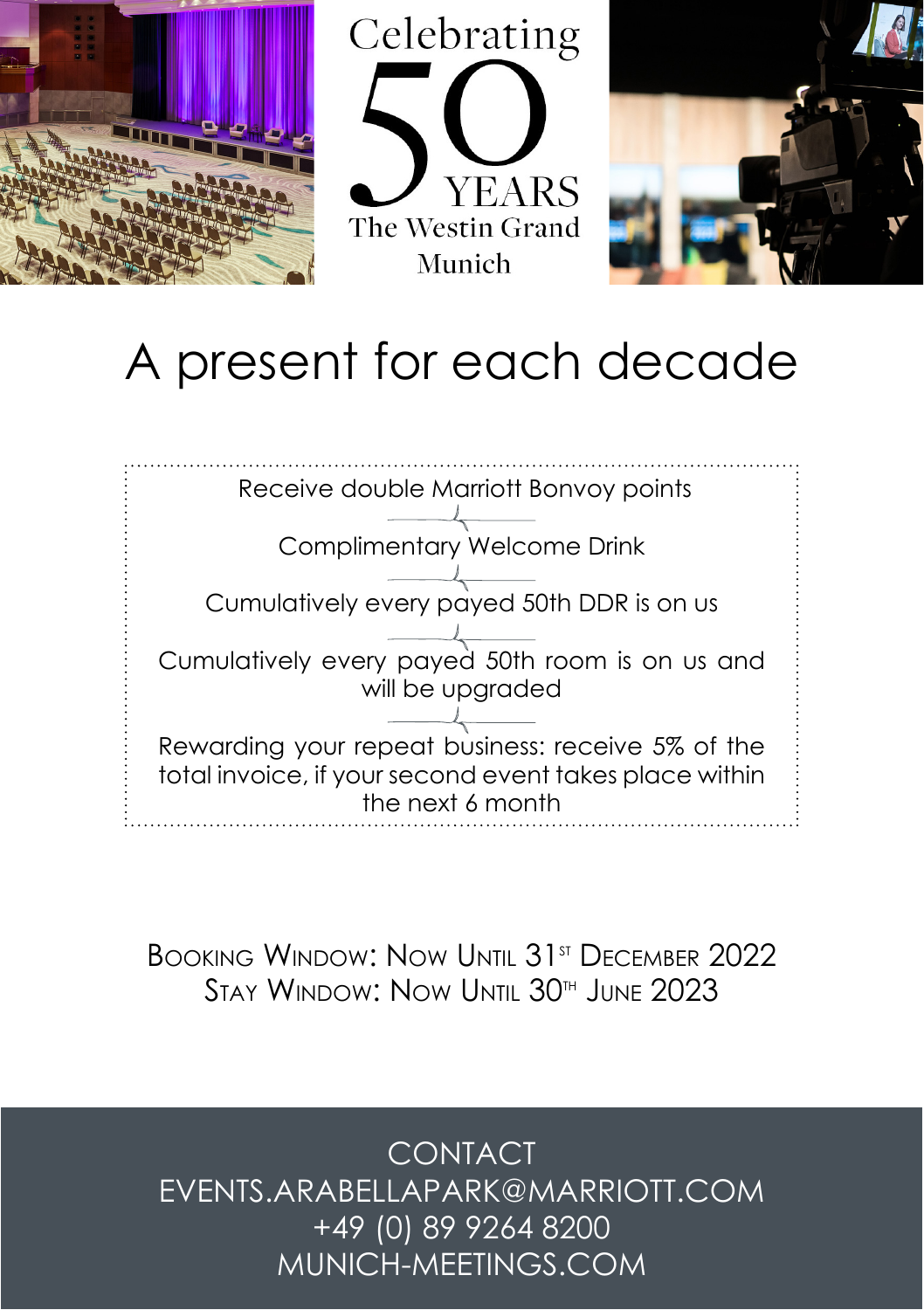Celebrating

50

YEARS

The Westin Grand Munich

# A present for each decade

Receive double Marriott Bonvoy points

Complimentary Welcome Drink

Cumulatively every payed 50th DDR is on us

Cumulatively every payed 50th room is on us and will be upgraded

Rewarding your repeat business: receive 5% of the total invoice, if your second event takes place within the next 6 month

BOOKING WINDOW: NOW UNTIL 31ST DECEMBER 2022
STAY WINDOW: NOW UNTIL 30TH JUNE 2023

CONTACT
EVENTS.ARABELLAPARK@MARRIOTT.COM
+49 (0) 89 9264 8200
MUNICH-MEETINGS.COM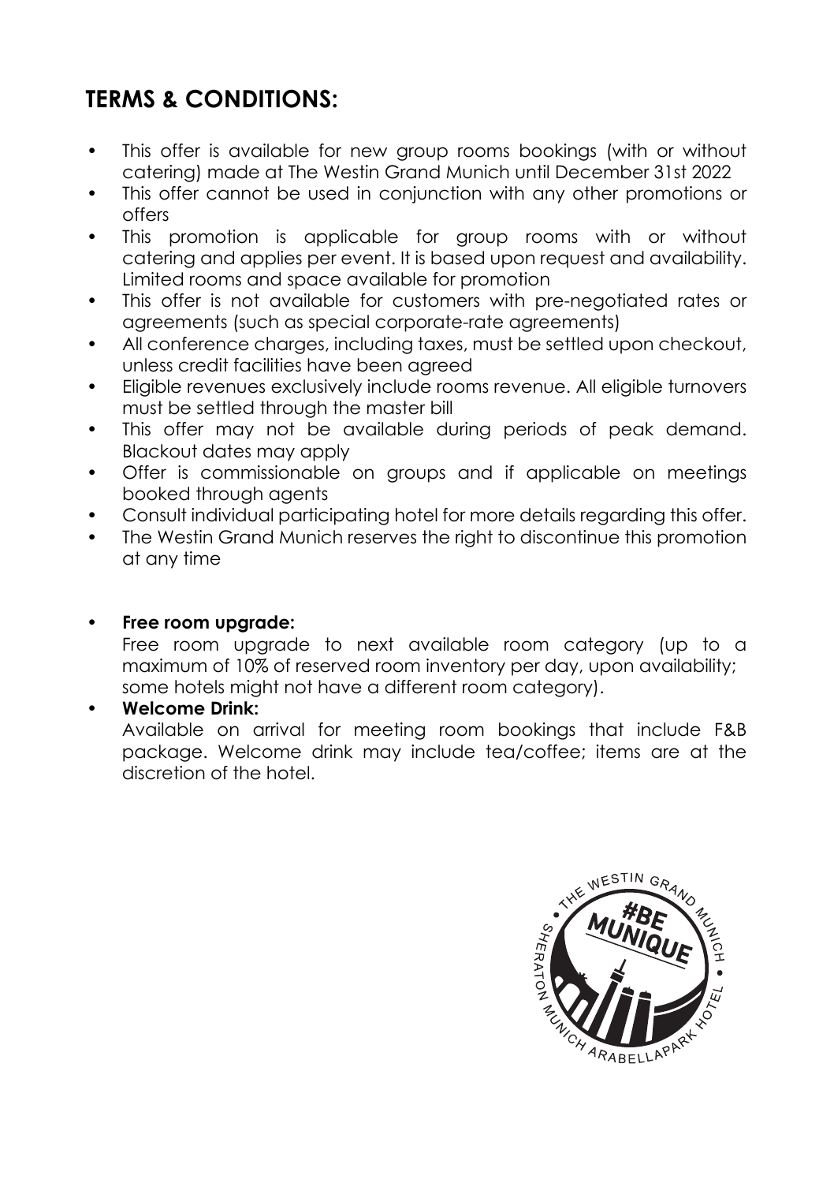## TERMS & CONDITIONS:

- This offer is available for new group rooms bookings (with or without catering) made at The Westin Grand Munich until December 31st 2022
- This offer cannot be used in conjunction with any other promotions or offers
- This promotion is applicable for group rooms with or without catering and applies per event. It is based upon request and availability. Limited rooms and space available for promotion
- This offer is not available for customers with pre-negotiated rates or agreements (such as special corporate-rate agreements)
- All conference charges, including taxes, must be settled upon checkout, unless credit facilities have been agreed
- Eligible revenues exclusively include rooms revenue. All eligible turnovers must be settled through the master bill
- This offer may not be available during periods of peak demand. Blackout dates may apply
- Offer is commissionable on groups and if applicable on meetings booked through agents
- Consult individual participating hotel for more details regarding this offer.
- The Westin Grand Munich reserves the right to discontinue this promotion at any time

- **Free room upgrade:**
  Free room upgrade to next available room category (up to a maximum of 10% of reserved room inventory per day, upon availability; some hotels might not have a different room category).
- **Welcome Drink:**
  Available on arrival for meeting room bookings that include F&B package. Welcome drink may include tea/coffee; items are at the discretion of the hotel.

THE WESTIN GRAND MUNICH • SHERATON MUNICH ARABELLAPARK HOTEL • #BE MUNIQUE